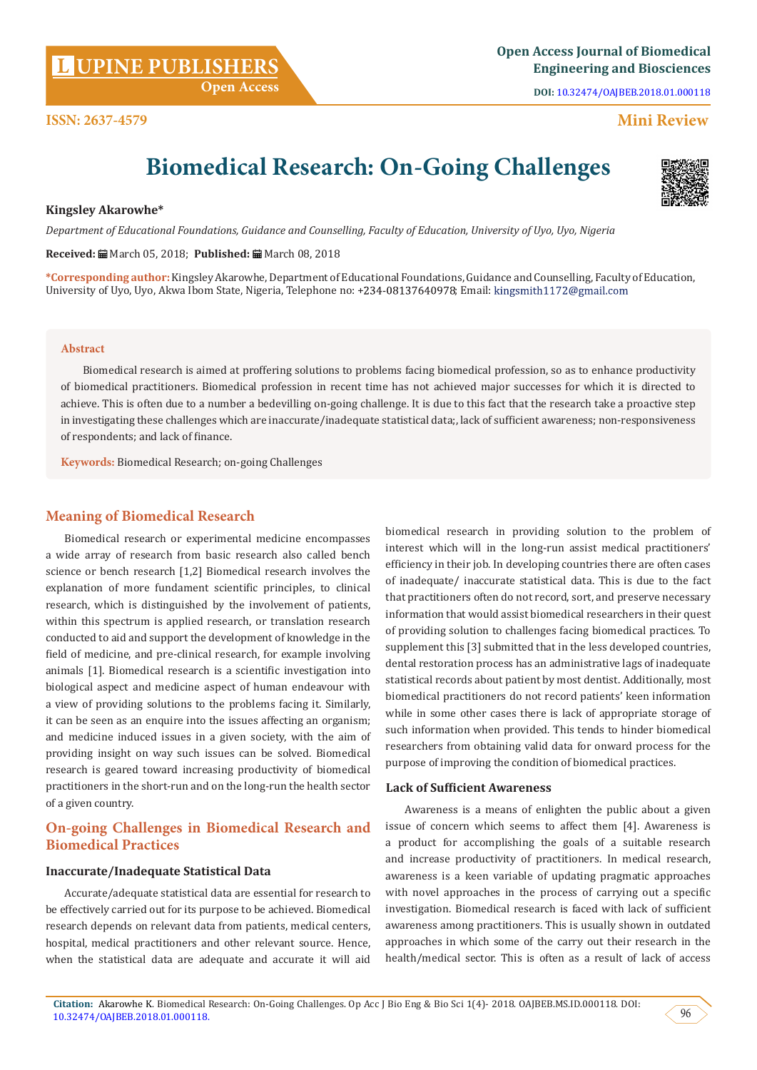Open Access Journal of Biomedical Engineering and Biosciences

DOI: 10.32474/OAJBEB.2018.01.000118

ISSN: 2637-4579

Mini Review

# Biomedical Research: On-Going Challenges

**Kingsley Akarowhe***

*Department of Educational Foundations, Guidance and Counselling, Faculty of Education, University of Uyo, Uyo, Nigeria*

**Received:** March 05, 2018; **Published:** March 08, 2018

***Corresponding author:** Kingsley Akarowhe, Department of Educational Foundations, Guidance and Counselling, Faculty of Education, University of Uyo, Uyo, Akwa Ibom State, Nigeria, Telephone no: +234-08137640978; Email: kingsmith1172@gmail.com

**Abstract**

Biomedical research is aimed at proffering solutions to problems facing biomedical profession, so as to enhance productivity of biomedical practitioners. Biomedical profession in recent time has not achieved major successes for which it is directed to achieve. This is often due to a number a bedevilling on-going challenge. It is due to this fact that the research take a proactive step in investigating these challenges which are inaccurate/inadequate statistical data;, lack of sufficient awareness; non-responsiveness of respondents; and lack of finance.

**Keywords:** Biomedical Research; on-going Challenges

## Meaning of Biomedical Research

Biomedical research or experimental medicine encompasses a wide array of research from basic research also called bench science or bench research [1,2] Biomedical research involves the explanation of more fundament scientific principles, to clinical research, which is distinguished by the involvement of patients, within this spectrum is applied research, or translation research conducted to aid and support the development of knowledge in the field of medicine, and pre-clinical research, for example involving animals [1]. Biomedical research is a scientific investigation into biological aspect and medicine aspect of human endeavour with a view of providing solutions to the problems facing it. Similarly, it can be seen as an enquire into the issues affecting an organism; and medicine induced issues in a given society, with the aim of providing insight on way such issues can be solved. Biomedical research is geared toward increasing productivity of biomedical practitioners in the short-run and on the long-run the health sector of a given country.

## On-going Challenges in Biomedical Research and Biomedical Practices

### Inaccurate/Inadequate Statistical Data

Accurate/adequate statistical data are essential for research to be effectively carried out for its purpose to be achieved. Biomedical research depends on relevant data from patients, medical centers, hospital, medical practitioners and other relevant source. Hence, when the statistical data are adequate and accurate it will aid biomedical research in providing solution to the problem of interest which will in the long-run assist medical practitioners' efficiency in their job. In developing countries there are often cases of inadequate/ inaccurate statistical data. This is due to the fact that practitioners often do not record, sort, and preserve necessary information that would assist biomedical researchers in their quest of providing solution to challenges facing biomedical practices. To supplement this [3] submitted that in the less developed countries, dental restoration process has an administrative lags of inadequate statistical records about patient by most dentist. Additionally, most biomedical practitioners do not record patients' keen information while in some other cases there is lack of appropriate storage of such information when provided. This tends to hinder biomedical researchers from obtaining valid data for onward process for the purpose of improving the condition of biomedical practices.

### Lack of Sufficient Awareness

Awareness is a means of enlighten the public about a given issue of concern which seems to affect them [4]. Awareness is a product for accomplishing the goals of a suitable research and increase productivity of practitioners. In medical research, awareness is a keen variable of updating pragmatic approaches with novel approaches in the process of carrying out a specific investigation. Biomedical research is faced with lack of sufficient awareness among practitioners. This is usually shown in outdated approaches in which some of the carry out their research in the health/medical sector. This is often as a result of lack of access

**Citation:** Akarowhe K. Biomedical Research: On-Going Challenges. Op Acc J Bio Eng & Bio Sci 1(4)- 2018. OAJBEB.MS.ID.000118. DOI: 10.32474/OAJBEB.2018.01.000118.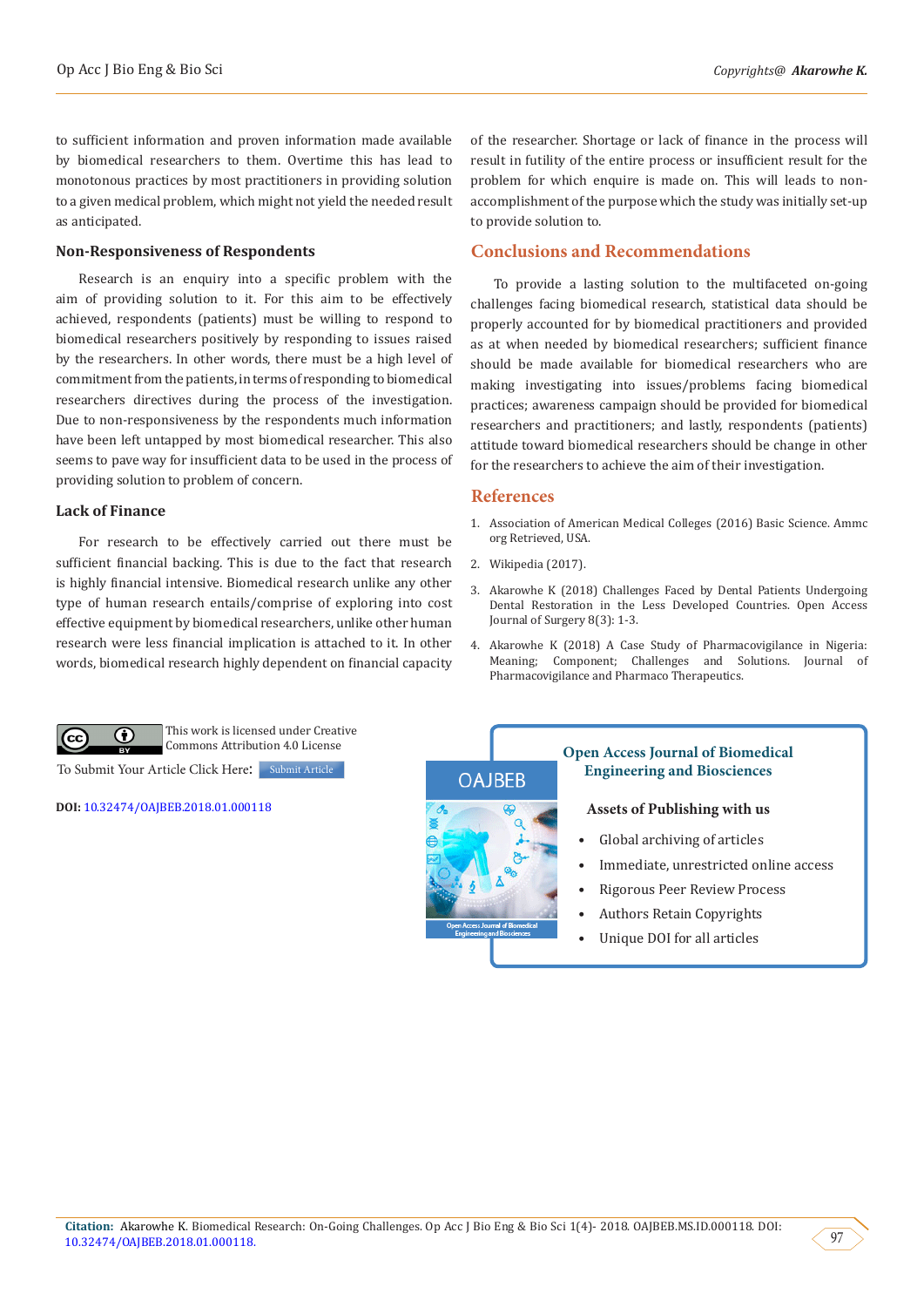to sufficient information and proven information made available by biomedical researchers to them. Overtime this has lead to monotonous practices by most practitioners in providing solution to a given medical problem, which might not yield the needed result as anticipated.

### Non-Responsiveness of Respondents

Research is an enquiry into a specific problem with the aim of providing solution to it. For this aim to be effectively achieved, respondents (patients) must be willing to respond to biomedical researchers positively by responding to issues raised by the researchers. In other words, there must be a high level of commitment from the patients, in terms of responding to biomedical researchers directives during the process of the investigation. Due to non-responsiveness by the respondents much information have been left untapped by most biomedical researcher. This also seems to pave way for insufficient data to be used in the process of providing solution to problem of concern.

### Lack of Finance

For research to be effectively carried out there must be sufficient financial backing. This is due to the fact that research is highly financial intensive. Biomedical research unlike any other type of human research entails/comprise of exploring into cost effective equipment by biomedical researchers, unlike other human research were less financial implication is attached to it. In other words, biomedical research highly dependent on financial capacity of the researcher. Shortage or lack of finance in the process will result in futility of the entire process or insufficient result for the problem for which enquire is made on. This will leads to non-accomplishment of the purpose which the study was initially set-up to provide solution to.

## Conclusions and Recommendations

To provide a lasting solution to the multifaceted on-going challenges facing biomedical research, statistical data should be properly accounted for by biomedical practitioners and provided as at when needed by biomedical researchers; sufficient finance should be made available for biomedical researchers who are making investigating into issues/problems facing biomedical practices; awareness campaign should be provided for biomedical researchers and practitioners; and lastly, respondents (patients) attitude toward biomedical researchers should be change in other for the researchers to achieve the aim of their investigation.

## References

1. Association of American Medical Colleges (2016) Basic Science. Ammc org Retrieved, USA.
2. Wikipedia (2017).
3. Akarowhe K (2018) Challenges Faced by Dental Patients Undergoing Dental Restoration in the Less Developed Countries. Open Access Journal of Surgery 8(3): 1-3.
4. Akarowhe K (2018) A Case Study of Pharmacovigilance in Nigeria: Meaning; Component; Challenges and Solutions. Journal of Pharmacovigilance and Pharmaco Therapeutics.

This work is licensed under Creative Commons Attribution 4.0 License

To Submit Your Article Click Here: Submit Article

**DOI:** 10.32474/OAJBEB.2018.01.000118

**Open Access Journal of Biomedical Engineering and Biosciences**

**Assets of Publishing with us**

- Global archiving of articles
- Immediate, unrestricted online access
- Rigorous Peer Review Process
- Authors Retain Copyrights
- Unique DOI for all articles

**Citation:** Akarowhe K. Biomedical Research: On-Going Challenges. Op Acc J Bio Eng & Bio Sci 1(4)- 2018. OAJBEB.MS.ID.000118. DOI: 10.32474/OAJBEB.2018.01.000118.